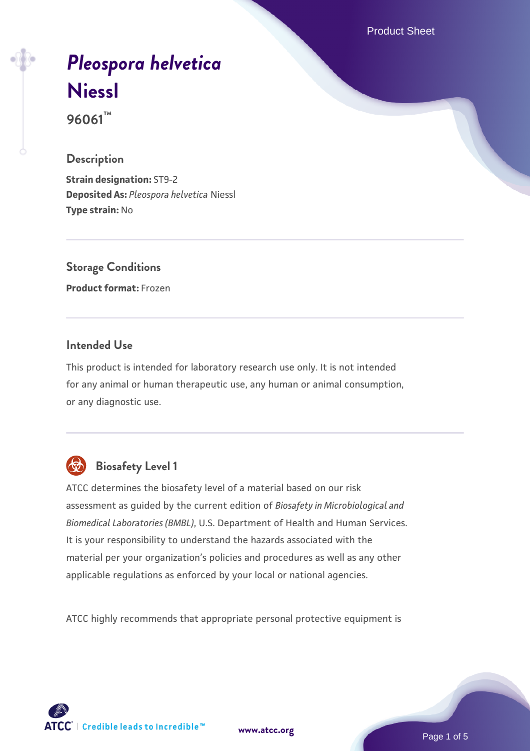# *Pleospora helvetica* Niessl

**96061™**

## Description

**Strain designation:** ST9-2
**Deposited As:** *Pleospora helvetica* Niessl
**Type strain:** No

## Storage Conditions

**Product format:** Frozen

## Intended Use

This product is intended for laboratory research use only. It is not intended for any animal or human therapeutic use, any human or animal consumption, or any diagnostic use.

## Biosafety Level 1

ATCC determines the biosafety level of a material based on our risk assessment as guided by the current edition of *Biosafety in Microbiological and Biomedical Laboratories (BMBL)*, U.S. Department of Health and Human Services. It is your responsibility to understand the hazards associated with the material per your organization's policies and procedures as well as any other applicable regulations as enforced by your local or national agencies.

ATCC highly recommends that appropriate personal protective equipment is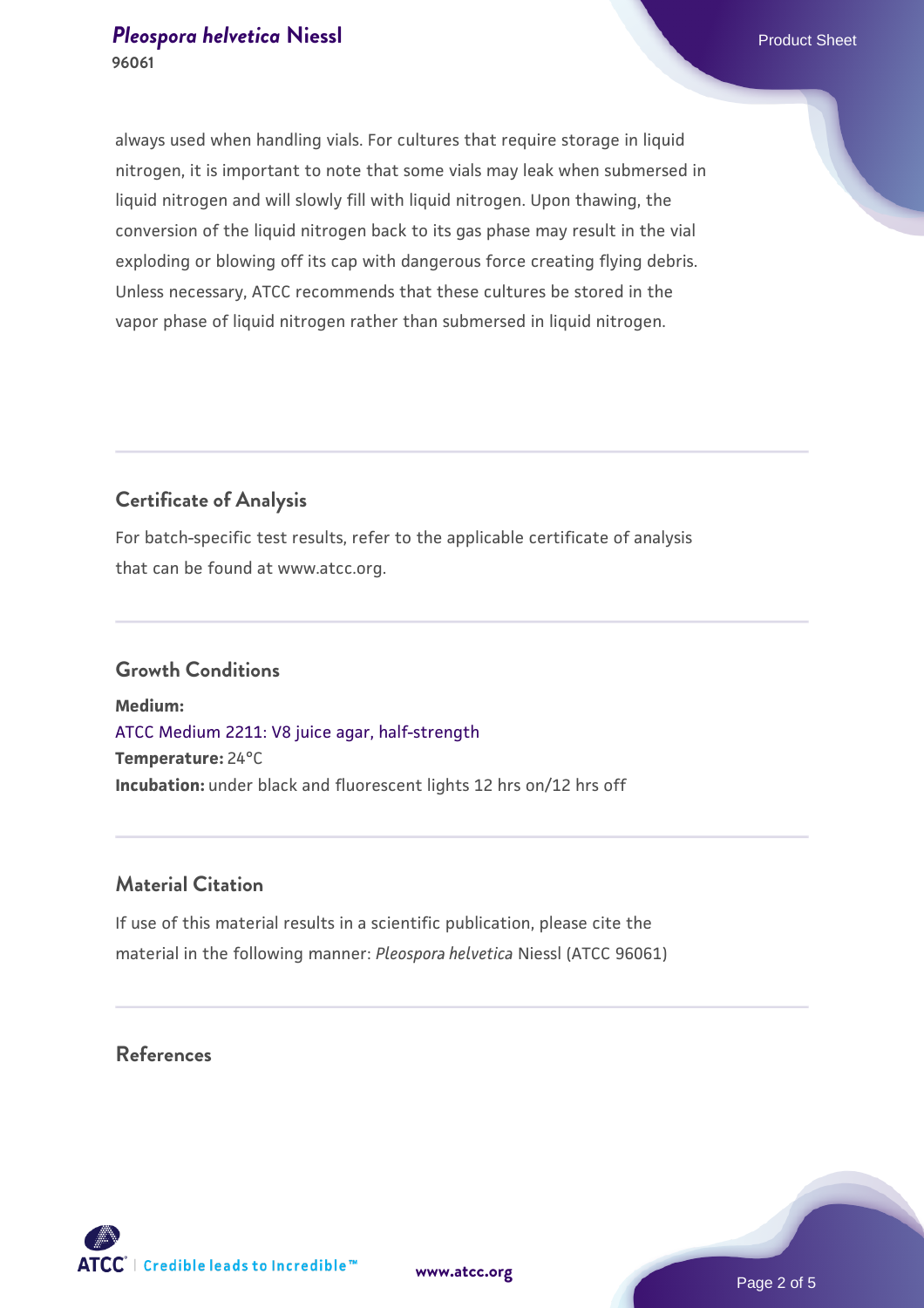always used when handling vials. For cultures that require storage in liquid nitrogen, it is important to note that some vials may leak when submersed in liquid nitrogen and will slowly fill with liquid nitrogen. Upon thawing, the conversion of the liquid nitrogen back to its gas phase may result in the vial exploding or blowing off its cap with dangerous force creating flying debris. Unless necessary, ATCC recommends that these cultures be stored in the vapor phase of liquid nitrogen rather than submersed in liquid nitrogen.

## Certificate of Analysis

For batch-specific test results, refer to the applicable certificate of analysis that can be found at www.atcc.org.

## Growth Conditions

**Medium:**
ATCC Medium 2211: V8 juice agar, half-strength
**Temperature:** 24°C
**Incubation:** under black and fluorescent lights 12 hrs on/12 hrs off

## Material Citation

If use of this material results in a scientific publication, please cite the material in the following manner: *Pleospora helvetica* Niessl (ATCC 96061)

## References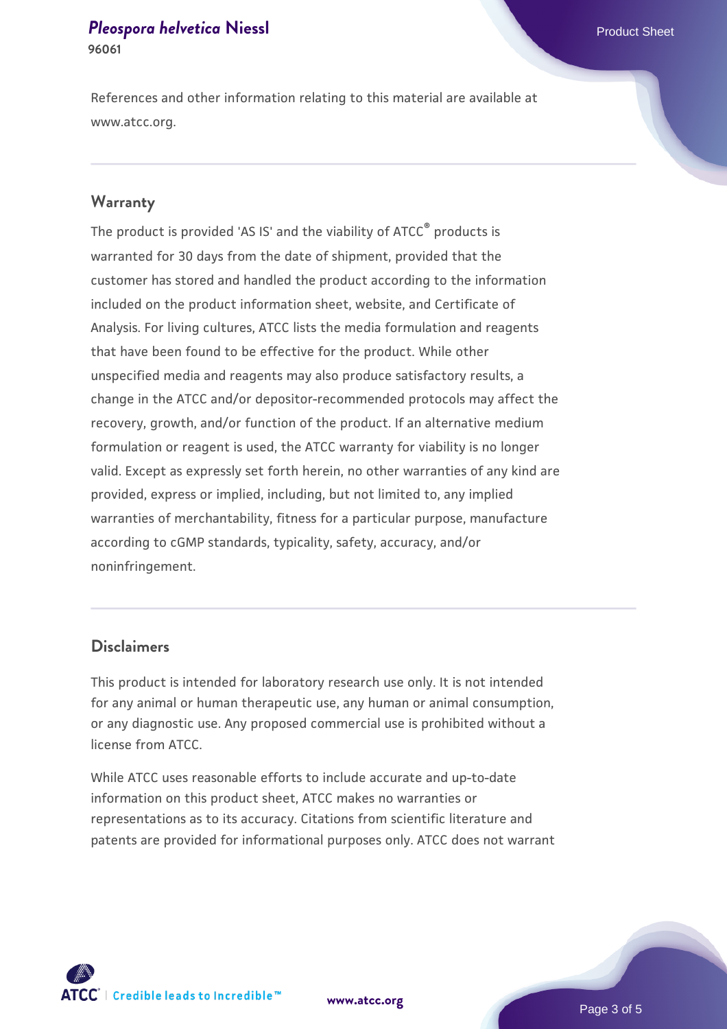References and other information relating to this material are available at www.atcc.org.

## Warranty

The product is provided 'AS IS' and the viability of ATCC® products is warranted for 30 days from the date of shipment, provided that the customer has stored and handled the product according to the information included on the product information sheet, website, and Certificate of Analysis. For living cultures, ATCC lists the media formulation and reagents that have been found to be effective for the product. While other unspecified media and reagents may also produce satisfactory results, a change in the ATCC and/or depositor-recommended protocols may affect the recovery, growth, and/or function of the product. If an alternative medium formulation or reagent is used, the ATCC warranty for viability is no longer valid. Except as expressly set forth herein, no other warranties of any kind are provided, express or implied, including, but not limited to, any implied warranties of merchantability, fitness for a particular purpose, manufacture according to cGMP standards, typicality, safety, accuracy, and/or noninfringement.

## Disclaimers

This product is intended for laboratory research use only. It is not intended for any animal or human therapeutic use, any human or animal consumption, or any diagnostic use. Any proposed commercial use is prohibited without a license from ATCC.

While ATCC uses reasonable efforts to include accurate and up-to-date information on this product sheet, ATCC makes no warranties or representations as to its accuracy. Citations from scientific literature and patents are provided for informational purposes only. ATCC does not warrant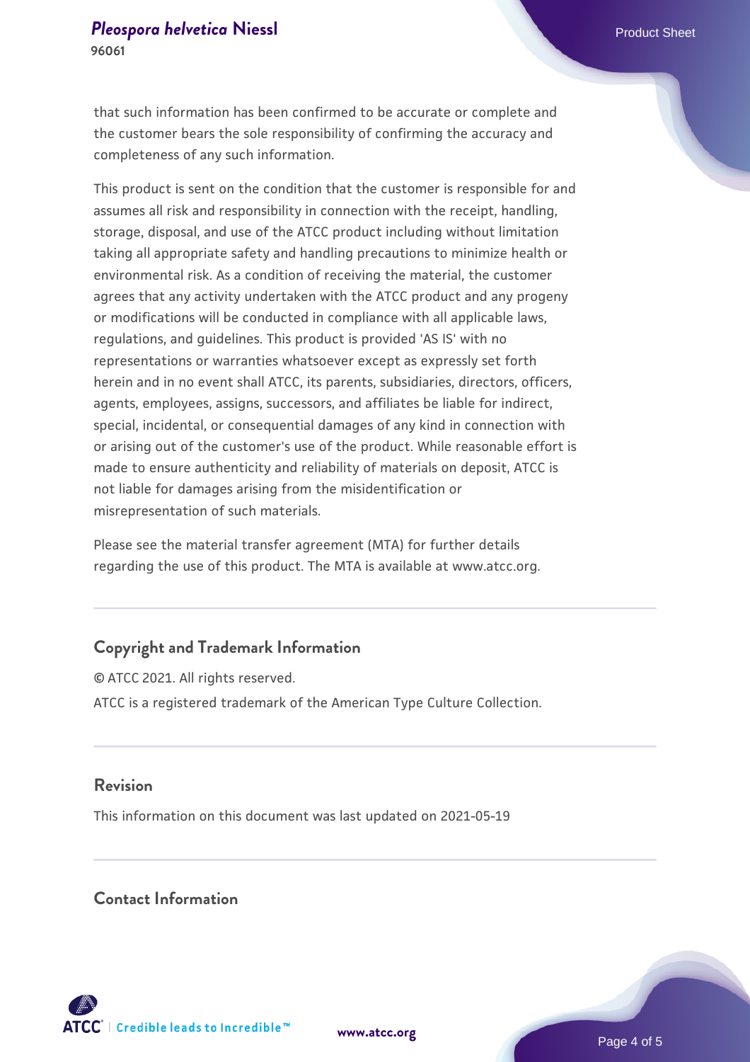that such information has been confirmed to be accurate or complete and the customer bears the sole responsibility of confirming the accuracy and completeness of any such information.

This product is sent on the condition that the customer is responsible for and assumes all risk and responsibility in connection with the receipt, handling, storage, disposal, and use of the ATCC product including without limitation taking all appropriate safety and handling precautions to minimize health or environmental risk. As a condition of receiving the material, the customer agrees that any activity undertaken with the ATCC product and any progeny or modifications will be conducted in compliance with all applicable laws, regulations, and guidelines. This product is provided 'AS IS' with no representations or warranties whatsoever except as expressly set forth herein and in no event shall ATCC, its parents, subsidiaries, directors, officers, agents, employees, assigns, successors, and affiliates be liable for indirect, special, incidental, or consequential damages of any kind in connection with or arising out of the customer's use of the product. While reasonable effort is made to ensure authenticity and reliability of materials on deposit, ATCC is not liable for damages arising from the misidentification or misrepresentation of such materials.

Please see the material transfer agreement (MTA) for further details regarding the use of this product. The MTA is available at www.atcc.org.

## Copyright and Trademark Information

© ATCC 2021. All rights reserved.

ATCC is a registered trademark of the American Type Culture Collection.

## Revision

This information on this document was last updated on 2021-05-19

## Contact Information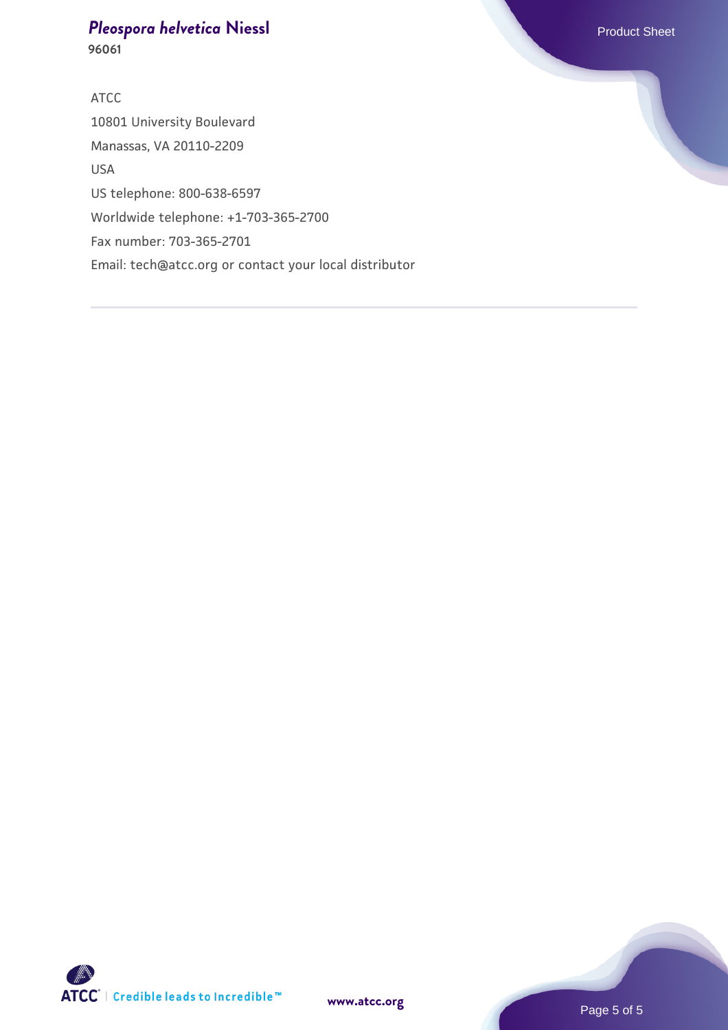ATCC

10801 University Boulevard

Manassas, VA 20110-2209

USA

US telephone: 800-638-6597

Worldwide telephone: +1-703-365-2700

Fax number: 703-365-2701

Email: tech@atcc.org or contact your local distributor